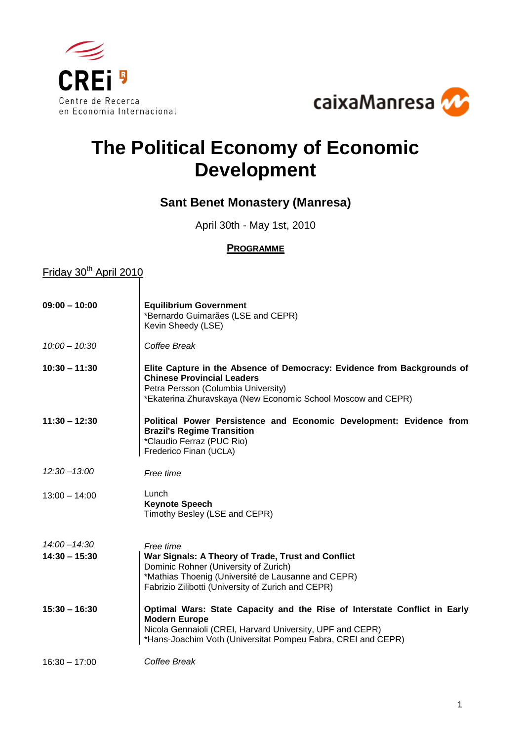CREi
Centre de Recerca en Economia Internacional

caixaManresa

# The Political Economy of Economic Development

## Sant Benet Monastery (Manresa)

April 30th - May 1st, 2010

**PROGRAMME**

Friday 30[th] April 2010

| | |
|---|---|
| **09:00 – 10:00** | **Equilibrium Government**<br>*Bernardo Guimarães (LSE and CEPR)<br>Kevin Sheedy (LSE) |
| *10:00 – 10:30* | *Coffee Break* |
| **10:30 – 11:30** | **Elite Capture in the Absence of Democracy: Evidence from Backgrounds of Chinese Provincial Leaders**<br>Petra Persson (Columbia University)<br>*Ekaterina Zhuravskaya (New Economic School Moscow and CEPR) |
| **11:30 – 12:30** | **Political Power Persistence and Economic Development: Evidence from Brazil's Regime Transition**<br>*Claudio Ferraz (PUC Rio)<br>Frederico Finan (UCLA) |
| *12:30 –13:00* | *Free time* |
| 13:00 – 14:00 | Lunch<br>**Keynote Speech**<br>Timothy Besley (LSE and CEPR) |
| *14:00 –14:30* | *Free time* |
| **14:30 – 15:30** | **War Signals: A Theory of Trade, Trust and Conflict**<br>Dominic Rohner (University of Zurich)<br>*Mathias Thoenig (Université de Lausanne and CEPR)<br>Fabrizio Zilibotti (University of Zurich and CEPR) |
| **15:30 – 16:30** | **Optimal Wars: State Capacity and the Rise of Interstate Conflict in Early Modern Europe**<br>Nicola Gennaioli (CREI, Harvard University, UPF and CEPR)<br>*Hans-Joachim Voth (Universitat Pompeu Fabra, CREI and CEPR) |
| 16:30 – 17:00 | *Coffee Break* |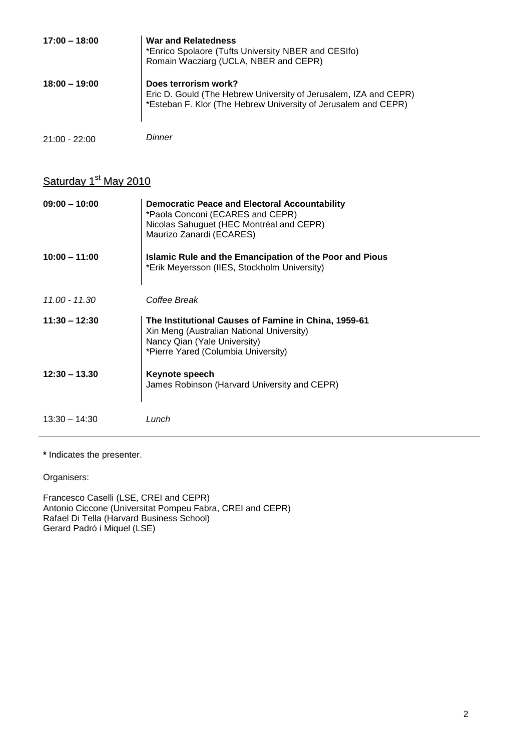| | |
|---|---|
| **17:00 – 18:00** | **War and Relatedness**<br>*Enrico Spolaore (Tufts University NBER and CESIfo)<br>Romain Wacziarg (UCLA, NBER and CEPR) |
| **18:00 – 19:00** | **Does terrorism work?**<br>Eric D. Gould (The Hebrew University of Jerusalem, IZA and CEPR)<br>*Esteban F. Klor (The Hebrew University of Jerusalem and CEPR) |
| 21:00 - 22:00 | *Dinner* |

## Saturday 1st May 2010

| | |
|---|---|
| **09:00 – 10:00** | **Democratic Peace and Electoral Accountability**<br>*Paola Conconi (ECARES and CEPR)<br>Nicolas Sahuguet (HEC Montréal and CEPR)<br>Maurizo Zanardi (ECARES) |
| **10:00 – 11:00** | **Islamic Rule and the Emancipation of the Poor and Pious**<br>*Erik Meyersson (IIES, Stockholm University) |
| *11.00 - 11.30* | *Coffee Break* |
| **11:30 – 12:30** | **The Institutional Causes of Famine in China, 1959-61**<br>Xin Meng (Australian National University)<br>Nancy Qian (Yale University)<br>*Pierre Yared (Columbia University) |
| **12:30 – 13.30** | **Keynote speech**<br>James Robinson (Harvard University and CEPR) |
| 13:30 – 14:30 | *Lunch* |

**\*** Indicates the presenter.

Organisers:

Francesco Caselli (LSE, CREI and CEPR)
Antonio Ciccone (Universitat Pompeu Fabra, CREI and CEPR)
Rafael Di Tella (Harvard Business School)
Gerard Padró i Miquel (LSE)